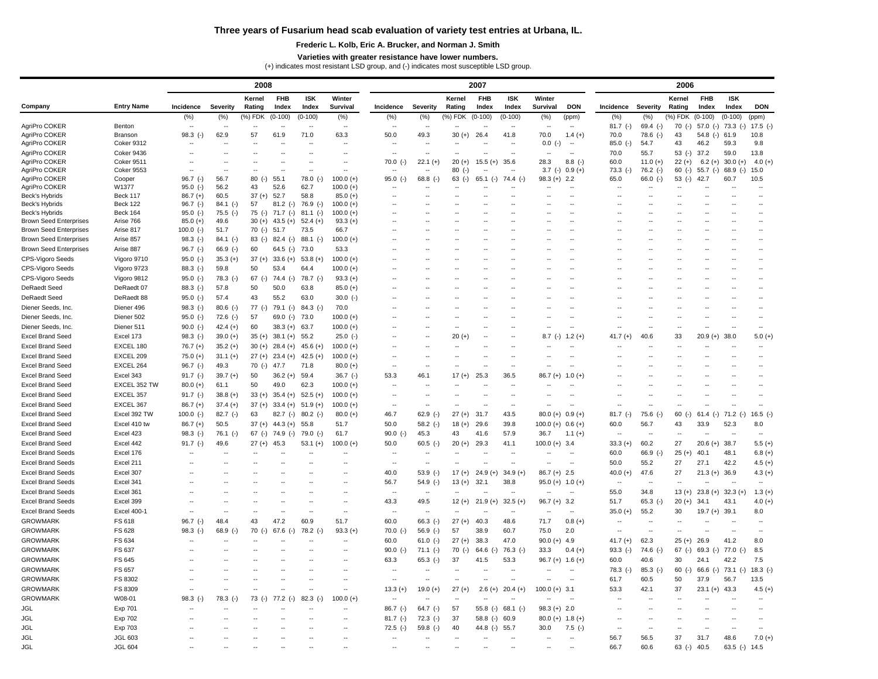# Three years of Fusarium head scab evaluation of variety test entries at Urbana, IL.

**Frederic L. Kolb, Eric A. Brucker, and Norman J. Smith**

**Varieties with greater resistance have lower numbers.**

(+) indicates most resistant LSD group, and (-) indicates most susceptible LSD group.

| | | 2008 | | | | | | 2007 | | | | | | | 2006 | | | | | |
|---|---|---|---|---|---|---|---|---|---|---|---|---|---|---|---|---|---|---|---|---|
| **Company** | **Entry Name** | **Incidence** | **Severity** | **Kernel Rating** | **FHB Index** | **ISK Index** | **Winter Survival** | **Incidence** | **Severity** | **Kernel Rating** | **FHB Index** | **ISK Index** | **Winter Survival** | **DON** | **Incidence** | **Severity** | **Kernel Rating** | **FHB Index** | **ISK Index** | **DON** |
| | | (%) | (%) | (%) FDK | (0-100) | (0-100) | (%) | (%) | (%) | (%) FDK | (0-100) | (0-100) | (%) | (ppm) | (%) | (%) | (%) FDK | (0-100) | (0-100) | (ppm) |
| AgriPro COKER | Benton | -- | -- | -- | -- | -- | -- | -- | -- | -- | -- | -- | -- | -- | 81.7 (-) | 69.4 (-) | 70 (-) | 57.0 (-) | 73.3 (-) | 17.5 (-) |
| AgriPro COKER | Branson | 98.3 (-) | 62.9 | 57 | 61.9 | 71.0 | 63.3 | 50.0 | 49.3 | 30 (+) | 26.4 | 41.8 | 70.0 | 1.4 (+) | 70.0 | 78.6 (-) | 43 | 54.8 (-) | 61.9 | 10.8 |
| AgriPro COKER | Coker 9312 | -- | -- | -- | -- | -- | -- | -- | -- | -- | -- | -- | -- | 0.0 (-) | 85.0 (-) | 54.7 | 43 | 46.2 | 59.3 | 9.8 |
| AgriPro COKER | Coker 9436 | -- | -- | -- | -- | -- | -- | -- | -- | -- | -- | -- | -- | -- | 70.0 | 55.7 | 53 (-) | 37.2 | 59.0 | 13.8 |
| AgriPro COKER | Coker 9511 | -- | -- | -- | -- | -- | -- | 70.0 (-) | 22.1 (+) | 20 (+) | 15.5 (+) | 35.6 | 28.3 | 8.8 (-) | 60.0 | 11.0 (+) | 22 (+) | 6.2 (+) | 30.0 (+) | 4.0 (+) |
| AgriPro COKER | Coker 9553 | -- | -- | -- | -- | -- | -- | -- | -- | 80 (-) | -- | -- | 3.7 (-) | 0.9 (+) | 73.3 (-) | 76.2 (-) | 60 (-) | 55.7 (-) | 68.9 (-) | 15.0 |
| AgriPro COKER | Cooper | 96.7 (-) | 56.7 | 80 (-) | 55.1 | 78.0 (-) | 100.0 (+) | 95.0 (-) | 68.8 (-) | 63 (-) | 65.1 (-) | 74.4 (-) | 98.3 (+) | 2.2 | 65.0 | 66.0 (-) | 53 (-) | 42.7 | 60.7 | 10.5 |
| AgriPro COKER | W1377 | 95.0 (-) | 56.2 | 43 | 52.6 | 62.7 | 100.0 (+) | -- | -- | -- | -- | -- | -- | -- | -- | -- | -- | -- | -- | -- |
| Beck's Hybrids | Beck 117 | 86.7 (+) | 60.5 | 37 (+) | 52.7 | 58.8 | 85.0 (+) | -- | -- | -- | -- | -- | -- | -- | -- | -- | -- | -- | -- | -- |
| Beck's Hybrids | Beck 122 | 96.7 (-) | 84.1 (-) | 57 | 81.2 (-) | 76.9 (-) | 100.0 (+) | -- | -- | -- | -- | -- | -- | -- | -- | -- | -- | -- | -- | -- |
| Beck's Hybrids | Beck 164 | 95.0 (-) | 75.5 (-) | 75 (-) | 71.7 (-) | 81.1 (-) | 100.0 (+) | -- | -- | -- | -- | -- | -- | -- | -- | -- | -- | -- | -- | -- |
| Brown Seed Enterprises | Arise 766 | 85.0 (+) | 49.6 | 30 (+) | 43.5 (+) | 52.4 (+) | 93.3 (+) | -- | -- | -- | -- | -- | -- | -- | -- | -- | -- | -- | -- | -- |
| Brown Seed Enterprises | Arise 817 | 100.0 (-) | 51.7 | 70 (-) | 51.7 | 73.5 | 66.7 | -- | -- | -- | -- | -- | -- | -- | -- | -- | -- | -- | -- | -- |
| Brown Seed Enterprises | Arise 857 | 98.3 (-) | 84.1 (-) | 83 (-) | 82.4 (-) | 88.1 (-) | 100.0 (+) | -- | -- | -- | -- | -- | -- | -- | -- | -- | -- | -- | -- | -- |
| Brown Seed Enterprises | Arise 887 | 96.7 (-) | 66.9 (-) | 60 | 64.5 (-) | 73.0 | 53.3 | -- | -- | -- | -- | -- | -- | -- | -- | -- | -- | -- | -- | -- |
| CPS-Vigoro Seeds | Vigoro 9710 | 95.0 (-) | 35.3 (+) | 37 (+) | 33.6 (+) | 53.8 (+) | 100.0 (+) | -- | -- | -- | -- | -- | -- | -- | -- | -- | -- | -- | -- | -- |
| CPS-Vigoro Seeds | Vigoro 9723 | 88.3 (-) | 59.8 | 50 | 53.4 | 64.4 | 100.0 (+) | -- | -- | -- | -- | -- | -- | -- | -- | -- | -- | -- | -- | -- |
| CPS-Vigoro Seeds | Vigoro 9812 | 95.0 (-) | 78.3 (-) | 67 (-) | 74.4 (-) | 78.7 (-) | 93.3 (+) | -- | -- | -- | -- | -- | -- | -- | -- | -- | -- | -- | -- | -- |
| DeRaedt Seed | DeRaedt 07 | 88.3 (-) | 57.8 | 50 | 50.0 | 63.8 | 85.0 (+) | -- | -- | -- | -- | -- | -- | -- | -- | -- | -- | -- | -- | -- |
| DeRaedt Seed | DeRaedt 88 | 95.0 (-) | 57.4 | 43 | 55.2 | 63.0 | 30.0 (-) | -- | -- | -- | -- | -- | -- | -- | -- | -- | -- | -- | -- | -- |
| Diener Seeds, Inc. | Diener 496 | 98.3 (-) | 80.6 (-) | 77 (-) | 79.1 (-) | 84.3 (-) | 70.0 | -- | -- | -- | -- | -- | -- | -- | -- | -- | -- | -- | -- | -- |
| Diener Seeds, Inc. | Diener 502 | 95.0 (-) | 72.6 (-) | 57 | 69.0 (-) | 73.0 | 100.0 (+) | -- | -- | -- | -- | -- | -- | -- | -- | -- | -- | -- | -- | -- |
| Diener Seeds, Inc. | Diener 511 | 90.0 (-) | 42.4 (+) | 60 | 38.3 (+) | 63.7 | 100.0 (+) | -- | -- | -- | -- | -- | -- | -- | -- | -- | -- | -- | -- | -- |
| Excel Brand Seed | Excel 173 | 98.3 (-) | 39.0 (+) | 35 (+) | 38.1 (+) | 55.2 | 25.0 (-) | -- | -- | 20 (+) | -- | -- | 8.7 (-) | 1.2 (+) | 41.7 (+) | 40.6 | 33 | 20.9 (+) | 38.0 | 5.0 (+) |
| Excel Brand Seed | EXCEL 180 | 76.7 (+) | 35.2 (+) | 30 (+) | 28.4 (+) | 45.6 (+) | 100.0 (+) | -- | -- | -- | -- | -- | -- | -- | -- | -- | -- | -- | -- | -- |
| Excel Brand Seed | EXCEL 209 | 75.0 (+) | 31.1 (+) | 27 (+) | 23.4 (+) | 42.5 (+) | 100.0 (+) | -- | -- | -- | -- | -- | -- | -- | -- | -- | -- | -- | -- | -- |
| Excel Brand Seed | EXCEL 264 | 96.7 (-) | 49.3 | 70 (-) | 47.7 | 71.8 | 80.0 (+) | -- | -- | -- | -- | -- | -- | -- | -- | -- | -- | -- | -- | -- |
| Excel Brand Seed | Excel 343 | 91.7 (-) | 39.7 (+) | 50 | 36.2 (+) | 59.4 | 36.7 (-) | 53.3 | 46.1 | 17 (+) | 25.3 | 36.5 | 86.7 (+) | 1.0 (+) | -- | -- | -- | -- | -- | -- |
| Excel Brand Seed | EXCEL 352 TW | 80.0 (+) | 61.1 | 50 | 49.0 | 62.3 | 100.0 (+) | -- | -- | -- | -- | -- | -- | -- | -- | -- | -- | -- | -- | -- |
| Excel Brand Seed | EXCEL 357 | 91.7 (-) | 38.8 (+) | 33 (+) | 35.4 (+) | 52.5 (+) | 100.0 (+) | -- | -- | -- | -- | -- | -- | -- | -- | -- | -- | -- | -- | -- |
| Excel Brand Seed | EXCEL 367 | 86.7 (+) | 37.4 (+) | 37 (+) | 33.4 (+) | 51.9 (+) | 100.0 (+) | -- | -- | -- | -- | -- | -- | -- | -- | -- | -- | -- | -- | -- |
| Excel Brand Seed | Excel 392 TW | 100.0 (-) | 82.7 (-) | 63 | 82.7 (-) | 80.2 (-) | 80.0 (+) | 46.7 | 62.9 (-) | 27 (+) | 31.7 | 43.5 | 80.0 (+) | 0.9 (+) | 81.7 (-) | 75.6 (-) | 60 (-) | 61.4 (-) | 71.2 (-) | 16.5 (-) |
| Excel Brand Seed | Excel 410 tw | 86.7 (+) | 50.5 | 37 (+) | 44.3 (+) | 55.8 | 51.7 | 50.0 | 58.2 (-) | 18 (+) | 29.6 | 39.8 | 100.0 (+) | 0.6 (+) | 60.0 | 56.7 | 43 | 33.9 | 52.3 | 8.0 |
| Excel Brand Seed | Excel 423 | 98.3 (-) | 76.1 (-) | 67 (-) | 74.9 (-) | 79.0 (-) | 61.7 | 90.0 (-) | 45.3 | 43 | 41.6 | 57.9 | 36.7 | 1.1 (+) | -- | -- | -- | -- | -- | -- |
| Excel Brand Seed | Excel 442 | 91.7 (-) | 49.6 | 27 (+) | 45.3 | 53.1 (+) | 100.0 (+) | 50.0 | 60.5 (-) | 20 (+) | 29.3 | 41.1 | 100.0 (+) | 3.4 | 33.3 (+) | 60.2 | 27 | 20.6 (+) | 38.7 | 5.5 (+) |
| Excel Brand Seeds | Excel 176 | -- | -- | -- | -- | -- | -- | -- | -- | -- | -- | -- | -- | -- | 60.0 | 66.9 (-) | 25 (+) | 40.1 | 48.1 | 6.8 (+) |
| Excel Brand Seeds | Excel 211 | -- | -- | -- | -- | -- | -- | -- | -- | -- | -- | -- | -- | -- | 50.0 | 55.2 | 27 | 27.1 | 42.2 | 4.5 (+) |
| Excel Brand Seeds | Excel 307 | -- | -- | -- | -- | -- | -- | 40.0 | 53.9 (-) | 17 (+) | 24.9 (+) | 34.9 (+) | 86.7 (+) | 2.5 | 40.0 (+) | 47.6 | 27 | 21.3 (+) | 36.9 | 4.3 (+) |
| Excel Brand Seeds | Excel 341 | -- | -- | -- | -- | -- | -- | 56.7 | 54.9 (-) | 13 (+) | 32.1 | 38.8 | 95.0 (+) | 1.0 (+) | -- | -- | -- | -- | -- | -- |
| Excel Brand Seeds | Excel 361 | -- | -- | -- | -- | -- | -- | -- | -- | -- | -- | -- | -- | -- | 55.0 | 34.8 | 13 (+) | 23.8 (+) | 32.3 (+) | 1.3 (+) |
| Excel Brand Seeds | Excel 399 | -- | -- | -- | -- | -- | -- | 43.3 | 49.5 | 12 (+) | 21.9 (+) | 32.5 (+) | 96.7 (+) | 3.2 | 51.7 | 65.3 (-) | 20 (+) | 34.1 | 43.1 | 4.0 (+) |
| Excel Brand Seeds | Excel 400-1 | -- | -- | -- | -- | -- | -- | -- | -- | -- | -- | -- | -- | -- | 35.0 (+) | 55.2 | 30 | 19.7 (+) | 39.1 | 8.0 |
| GROWMARK | FS 618 | 96.7 (-) | 48.4 | 43 | 47.2 | 60.9 | 51.7 | 60.0 | 66.3 (-) | 27 (+) | 40.3 | 48.6 | 71.7 | 0.8 (+) | -- | -- | -- | -- | -- | -- |
| GROWMARK | FS 628 | 98.3 (-) | 68.9 (-) | 70 (-) | 67.6 (-) | 78.2 (-) | 93.3 (+) | 70.0 (-) | 56.9 (-) | 57 | 38.9 | 60.7 | 75.0 | 2.0 | -- | -- | -- | -- | -- | -- |
| GROWMARK | FS 634 | -- | -- | -- | -- | -- | -- | 60.0 | 61.0 (-) | 27 (+) | 38.3 | 47.0 | 90.0 (+) | 4.9 | 41.7 (+) | 62.3 | 25 (+) | 26.9 | 41.2 | 8.0 |
| GROWMARK | FS 637 | -- | -- | -- | -- | -- | -- | 90.0 (-) | 71.1 (-) | 70 (-) | 64.6 (-) | 76.3 (-) | 33.3 | 0.4 (+) | 93.3 (-) | 74.6 (-) | 67 (-) | 69.3 (-) | 77.0 (-) | 8.5 |
| GROWMARK | FS 645 | -- | -- | -- | -- | -- | -- | 63.3 | 65.3 (-) | 37 | 41.5 | 53.3 | 96.7 (+) | 1.6 (+) | 60.0 | 40.6 | 30 | 24.1 | 42.2 | 7.5 |
| GROWMARK | FS 657 | -- | -- | -- | -- | -- | -- | -- | -- | -- | -- | -- | -- | -- | 78.3 (-) | 85.3 (-) | 60 (-) | 66.6 (-) | 73.1 (-) | 18.3 (-) |
| GROWMARK | FS 8302 | -- | -- | -- | -- | -- | -- | -- | -- | -- | -- | -- | -- | -- | 61.7 | 60.5 | 50 | 37.9 | 56.7 | 13.5 |
| GROWMARK | FS 8309 | -- | -- | -- | -- | -- | -- | 13.3 (+) | 19.0 (+) | 27 (+) | 2.6 (+) | 20.4 (+) | 100.0 (+) | 3.1 | 53.3 | 42.1 | 37 | 23.1 (+) | 43.3 | 4.5 (+) |
| GROWMARK | W08-01 | 98.3 (-) | 78.3 (-) | 73 (-) | 77.2 (-) | 82.3 (-) | 100.0 (+) | -- | -- | -- | -- | -- | -- | -- | -- | -- | -- | -- | -- | -- |
| JGL | Exp 701 | -- | -- | -- | -- | -- | -- | 86.7 (-) | 64.7 (-) | 57 | 55.8 (-) | 68.1 (-) | 98.3 (+) | 2.0 | -- | -- | -- | -- | -- | -- |
| JGL | Exp 702 | -- | -- | -- | -- | -- | -- | 81.7 (-) | 72.3 (-) | 37 | 58.8 (-) | 60.9 | 80.0 (+) | 1.8 (+) | -- | -- | -- | -- | -- | -- |
| JGL | Exp 703 | -- | -- | -- | -- | -- | -- | 72.5 (-) | 59.8 (-) | 40 | 44.8 (-) | 55.7 | 30.0 | 7.5 (-) | -- | -- | -- | -- | -- | -- |
| JGL | JGL 603 | -- | -- | -- | -- | -- | -- | -- | -- | -- | -- | -- | -- | -- | 56.7 | 56.5 | 37 | 31.7 | 48.6 | 7.0 (+) |
| JGL | JGL 604 | -- | -- | -- | -- | -- | -- | -- | -- | -- | -- | -- | -- | -- | 66.7 | 60.6 | 63 (-) | 40.5 | 63.5 (-) | 14.5 |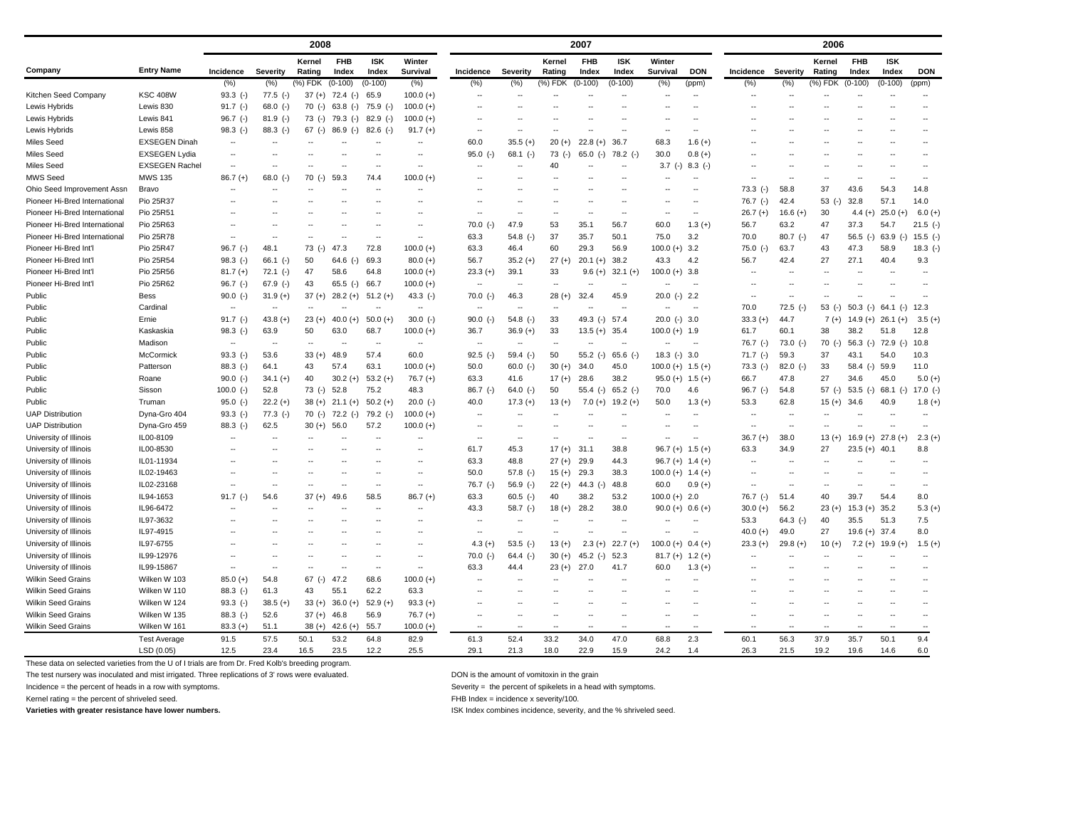| Company | Entry Name | 2008 Incidence (%) | 2008 Severity (%) | 2008 Kernel Rating (%) FDK | 2008 FHB Index (0-100) | 2008 ISK Index (0-100) | 2008 Winter Survival (%) | 2007 Incidence (%) | 2007 Severity (%) | 2007 Kernel Rating (%) FDK | 2007 FHB Index (0-100) | 2007 ISK Index (0-100) | 2007 Winter Survival (%) | 2007 DON (ppm) | 2006 Incidence (%) | 2006 Severity (%) | 2006 Kernel Rating (%) FDK | 2006 FHB Index (0-100) | 2006 ISK Index (0-100) | 2006 DON (ppm) |
|---|---|---|---|---|---|---|---|---|---|---|---|---|---|---|---|---|---|---|---|---|
| Kitchen Seed Company | KSC 408W | 93.3 (-) | 77.5 (-) | 37 (+) | 72.4 (-) | 65.9 | 100.0 (+) | -- | -- | -- | -- | -- | -- | -- | -- | -- | -- | -- | -- | -- |
| Lewis Hybrids | Lewis 830 | 91.7 (-) | 68.0 (-) | 70 (-) | 63.8 (-) | 75.9 (-) | 100.0 (+) | -- | -- | -- | -- | -- | -- | -- | -- | -- | -- | -- | -- | -- |
| Lewis Hybrids | Lewis 841 | 96.7 (-) | 81.9 (-) | 73 (-) | 79.3 (-) | 82.9 (-) | 100.0 (+) | -- | -- | -- | -- | -- | -- | -- | -- | -- | -- | -- | -- | -- |
| Lewis Hybrids | Lewis 858 | 98.3 (-) | 88.3 (-) | 67 (-) | 86.9 (-) | 82.6 (-) | 91.7 (+) | -- | -- | -- | -- | -- | -- | -- | -- | -- | -- | -- | -- | -- |
| Miles Seed | EXSEGEN Dinah | -- | -- | -- | -- | -- | -- | 60.0 | 35.5 (+) | 20 (+) | 22.8 (+) | 36.7 | 68.3 | 1.6 (+) | -- | -- | -- | -- | -- | -- |
| Miles Seed | EXSEGEN Lydia | -- | -- | -- | -- | -- | -- | 95.0 (-) | 68.1 (-) | 73 (-) | 65.0 (-) | 78.2 (-) | 30.0 | 0.8 (+) | -- | -- | -- | -- | -- | -- |
| Miles Seed | EXSEGEN Rachel | -- | -- | -- | -- | -- | -- | -- | -- | 40 | -- | -- | 3.7 (-) | 8.3 (-) | -- | -- | -- | -- | -- | -- |
| MWS Seed | MWS 135 | 86.7 (+) | 68.0 (-) | 70 (-) | 59.3 | 74.4 | 100.0 (+) | -- | -- | -- | -- | -- | -- | -- | -- | -- | -- | -- | -- | -- |
| Ohio Seed Improvement Assn | Bravo | -- | -- | -- | -- | -- | -- | -- | -- | -- | -- | -- | -- | -- | 73.3 (-) | 58.8 | 37 | 43.6 | 54.3 | 14.8 |
| Pioneer Hi-Bred International | Pio 25R37 | -- | -- | -- | -- | -- | -- | -- | -- | -- | -- | -- | -- | -- | 76.7 (-) | 42.4 | 53 (-) | 32.8 | 57.1 | 14.0 |
| Pioneer Hi-Bred International | Pio 25R51 | -- | -- | -- | -- | -- | -- | -- | -- | -- | -- | -- | -- | -- | 26.7 (+) | 16.6 (+) | 30 | 4.4 (+) | 25.0 (+) | 6.0 (+) |
| Pioneer Hi-Bred International | Pio 25R63 | -- | -- | -- | -- | -- | -- | 70.0 (-) | 47.9 | 53 | 35.1 | 56.7 | 60.0 | 1.3 (+) | 56.7 | 63.2 | 47 | 37.3 | 54.7 | 21.5 (-) |
| Pioneer Hi-Bred International | Pio 25R78 | -- | -- | -- | -- | -- | -- | 63.3 | 54.8 (-) | 37 | 35.7 | 50.1 | 75.0 | 3.2 | 70.0 | 80.7 (-) | 47 | 56.5 (-) | 63.9 (-) | 15.5 (-) |
| Pioneer Hi-Bred Int'l | Pio 25R47 | 96.7 (-) | 48.1 | 73 (-) | 47.3 | 72.8 | 100.0 (+) | 63.3 | 46.4 | 60 | 29.3 | 56.9 | 100.0 (+) | 3.2 | 75.0 (-) | 63.7 | 43 | 47.3 | 58.9 | 18.3 (-) |
| Pioneer Hi-Bred Int'l | Pio 25R54 | 98.3 (-) | 66.1 (-) | 50 | 64.6 (-) | 69.3 | 80.0 (+) | 56.7 | 35.2 (+) | 27 (+) | 20.1 (+) | 38.2 | 43.3 | 4.2 | 56.7 | 42.4 | 27 | 27.1 | 40.4 | 9.3 |
| Pioneer Hi-Bred Int'l | Pio 25R56 | 81.7 (+) | 72.1 (-) | 47 | 58.6 | 64.8 | 100.0 (+) | 23.3 (+) | 39.1 | 33 | 9.6 (+) | 32.1 (+) | 100.0 (+) | 3.8 | -- | -- | -- | -- | -- | -- |
| Pioneer Hi-Bred Int'l | Pio 25R62 | 96.7 (-) | 67.9 (-) | 43 | 65.5 (-) | 66.7 | 100.0 (+) | -- | -- | -- | -- | -- | -- | -- | -- | -- | -- | -- | -- | -- |
| Public | Bess | 90.0 (-) | 31.9 (+) | 37 (+) | 28.2 (+) | 51.2 (+) | 43.3 (-) | 70.0 (-) | 46.3 | 28 (+) | 32.4 | 45.9 | 20.0 (-) | 2.2 | -- | -- | -- | -- | -- | -- |
| Public | Cardinal | -- | -- | -- | -- | -- | -- | -- | -- | -- | -- | -- | -- | -- | 70.0 | 72.5 (-) | 53 (-) | 50.3 (-) | 64.1 (-) | 12.3 |
| Public | Ernie | 91.7 (-) | 43.8 (+) | 23 (+) | 40.0 (+) | 50.0 (+) | 30.0 (-) | 90.0 (-) | 54.8 (-) | 33 | 49.3 (-) | 57.4 | 20.0 (-) | 3.0 | 33.3 (+) | 44.7 | 7 (+) | 14.9 (+) | 26.1 (+) | 3.5 (+) |
| Public | Kaskaskia | 98.3 (-) | 63.9 | 50 | 63.0 | 68.7 | 100.0 (+) | 36.7 | 36.9 (+) | 33 | 13.5 (+) | 35.4 | 100.0 (+) | 1.9 | 61.7 | 60.1 | 38 | 38.2 | 51.8 | 12.8 |
| Public | Madison | -- | -- | -- | -- | -- | -- | -- | -- | -- | -- | -- | -- | -- | 76.7 (-) | 73.0 (-) | 70 (-) | 56.3 (-) | 72.9 (-) | 10.8 |
| Public | McCormick | 93.3 (-) | 53.6 | 33 (+) | 48.9 | 57.4 | 60.0 | 92.5 (-) | 59.4 (-) | 50 | 55.2 (-) | 65.6 (-) | 18.3 (-) | 3.0 | 71.7 (-) | 59.3 | 37 | 43.1 | 54.0 | 10.3 |
| Public | Patterson | 88.3 (-) | 64.1 | 43 | 57.4 | 63.1 | 100.0 (+) | 50.0 | 60.0 (-) | 30 (+) | 34.0 | 45.0 | 100.0 (+) | 1.5 (+) | 73.3 (-) | 82.0 (-) | 33 | 58.4 (-) | 59.9 | 11.0 |
| Public | Roane | 90.0 (-) | 34.1 (+) | 40 | 30.2 (+) | 53.2 (+) | 76.7 (+) | 63.3 | 41.6 | 17 (+) | 28.6 | 38.2 | 95.0 (+) | 1.5 (+) | 66.7 | 47.8 | 27 | 34.6 | 45.0 | 5.0 (+) |
| Public | Sisson | 100.0 (-) | 52.8 | 73 (-) | 52.8 | 75.2 | 48.3 | 86.7 (-) | 64.0 (-) | 50 | 55.4 (-) | 65.2 (-) | 70.0 | 4.6 | 96.7 (-) | 54.8 | 57 (-) | 53.5 (-) | 68.1 (-) | 17.0 (-) |
| Public | Truman | 95.0 (-) | 22.2 (+) | 38 (+) | 21.1 (+) | 50.2 (+) | 20.0 (-) | 40.0 | 17.3 (+) | 13 (+) | 7.0 (+) | 19.2 (+) | 50.0 | 1.3 (+) | 53.3 | 62.8 | 15 (+) | 34.6 | 40.9 | 1.8 (+) |
| UAP Distribution | Dyna-Gro 404 | 93.3 (-) | 77.3 (-) | 70 (-) | 72.2 (-) | 79.2 (-) | 100.0 (+) | -- | -- | -- | -- | -- | -- | -- | -- | -- | -- | -- | -- | -- |
| UAP Distribution | Dyna-Gro 459 | 88.3 (-) | 62.5 | 30 (+) | 56.0 | 57.2 | 100.0 (+) | -- | -- | -- | -- | -- | -- | -- | -- | -- | -- | -- | -- | -- |
| University of Illinois | IL00-8109 | -- | -- | -- | -- | -- | -- | -- | -- | -- | -- | -- | -- | -- | 36.7 (+) | 38.0 | 13 (+) | 16.9 (+) | 27.8 (+) | 2.3 (+) |
| University of Illinois | IL00-8530 | -- | -- | -- | -- | -- | -- | 61.7 | 45.3 | 17 (+) | 31.1 | 38.8 | 96.7 (+) | 1.5 (+) | 63.3 | 34.9 | 27 | 23.5 (+) | 40.1 | 8.8 |
| University of Illinois | IL01-11934 | -- | -- | -- | -- | -- | -- | 63.3 | 48.8 | 27 (+) | 29.9 | 44.3 | 96.7 (+) | 1.4 (+) | -- | -- | -- | -- | -- | -- |
| University of Illinois | IL02-19463 | -- | -- | -- | -- | -- | -- | 50.0 | 57.8 (-) | 15 (+) | 29.3 | 38.3 | 100.0 (+) | 1.4 (+) | -- | -- | -- | -- | -- | -- |
| University of Illinois | IL02-23168 | -- | -- | -- | -- | -- | -- | 76.7 (-) | 56.9 (-) | 22 (+) | 44.3 (-) | 48.8 | 60.0 | 0.9 (+) | -- | -- | -- | -- | -- | -- |
| University of Illinois | IL94-1653 | 91.7 (-) | 54.6 | 37 (+) | 49.6 | 58.5 | 86.7 (+) | 63.3 | 60.5 (-) | 40 | 38.2 | 53.2 | 100.0 (+) | 2.0 | 76.7 (-) | 51.4 | 40 | 39.7 | 54.4 | 8.0 |
| University of Illinois | IL96-6472 | -- | -- | -- | -- | -- | -- | 43.3 | 58.7 (-) | 18 (+) | 28.2 | 38.0 | 90.0 (+) | 0.6 (+) | 30.0 (+) | 56.2 | 23 (+) | 15.3 (+) | 35.2 | 5.3 (+) |
| University of Illinois | IL97-3632 | -- | -- | -- | -- | -- | -- | -- | -- | -- | -- | -- | -- | -- | 53.3 | 64.3 (-) | 40 | 35.5 | 51.3 | 7.5 |
| University of Illinois | IL97-4915 | -- | -- | -- | -- | -- | -- | -- | -- | -- | -- | -- | -- | -- | 40.0 (+) | 49.0 | 27 | 19.6 (+) | 37.4 | 8.0 |
| University of Illinois | IL97-6755 | -- | -- | -- | -- | -- | -- | 4.3 (+) | 53.5 (-) | 13 (+) | 2.3 (+) | 22.7 (+) | 100.0 (+) | 0.4 (+) | 23.3 (+) | 29.8 (+) | 10 (+) | 7.2 (+) | 19.9 (+) | 1.5 (+) |
| University of Illinois | IL99-12976 | -- | -- | -- | -- | -- | -- | 70.0 (-) | 64.4 (-) | 30 (+) | 45.2 (-) | 52.3 | 81.7 (+) | 1.2 (+) | -- | -- | -- | -- | -- | -- |
| University of Illinois | IL99-15867 | -- | -- | -- | -- | -- | -- | 63.3 | 44.4 | 23 (+) | 27.0 | 41.7 | 60.0 | 1.3 (+) | -- | -- | -- | -- | -- | -- |
| Wilkin Seed Grains | Wilken W 103 | 85.0 (+) | 54.8 | 67 (-) | 47.2 | 68.6 | 100.0 (+) | -- | -- | -- | -- | -- | -- | -- | -- | -- | -- | -- | -- | -- |
| Wilkin Seed Grains | Wilken W 110 | 88.3 (-) | 61.3 | 43 | 55.1 | 62.2 | 63.3 | -- | -- | -- | -- | -- | -- | -- | -- | -- | -- | -- | -- | -- |
| Wilkin Seed Grains | Wilken W 124 | 93.3 (-) | 38.5 (+) | 33 (+) | 36.0 (+) | 52.9 (+) | 93.3 (+) | -- | -- | -- | -- | -- | -- | -- | -- | -- | -- | -- | -- | -- |
| Wilkin Seed Grains | Wilken W 135 | 88.3 (-) | 52.6 | 37 (+) | 46.8 | 56.9 | 76.7 (+) | -- | -- | -- | -- | -- | -- | -- | -- | -- | -- | -- | -- | -- |
| Wilkin Seed Grains | Wilken W 161 | 83.3 (+) | 51.1 | 38 (+) | 42.6 (+) | 55.7 | 100.0 (+) | -- | -- | -- | -- | -- | -- | -- | -- | -- | -- | -- | -- | -- |
| | Test Average | 91.5 | 57.5 | 50.1 | 53.2 | 64.8 | 82.9 | 61.3 | 52.4 | 33.2 | 34.0 | 47.0 | 68.8 | 2.3 | 60.1 | 56.3 | 37.9 | 35.7 | 50.1 | 9.4 |
| | LSD (0.05) | 12.5 | 23.4 | 16.5 | 23.5 | 12.2 | 25.5 | 29.1 | 21.3 | 18.0 | 22.9 | 15.9 | 24.2 | 1.4 | 26.3 | 21.5 | 19.2 | 19.6 | 14.6 | 6.0 |

These data on selected varieties from the U of I trials are from Dr. Fred Kolb's breeding program.

The test nursery was inoculated and mist irrigated. Three replications of 3' rows were evaluated.

Incidence = the percent of heads in a row with symptoms.

Kernel rating = the percent of shriveled seed.

**Varieties with greater resistance have lower numbers.**

DON is the amount of vomitoxin in the grain

Severity = the percent of spikelets in a head with symptoms.

FHB Index = incidence x severity/100.

ISK Index combines incidence, severity, and the % shriveled seed.